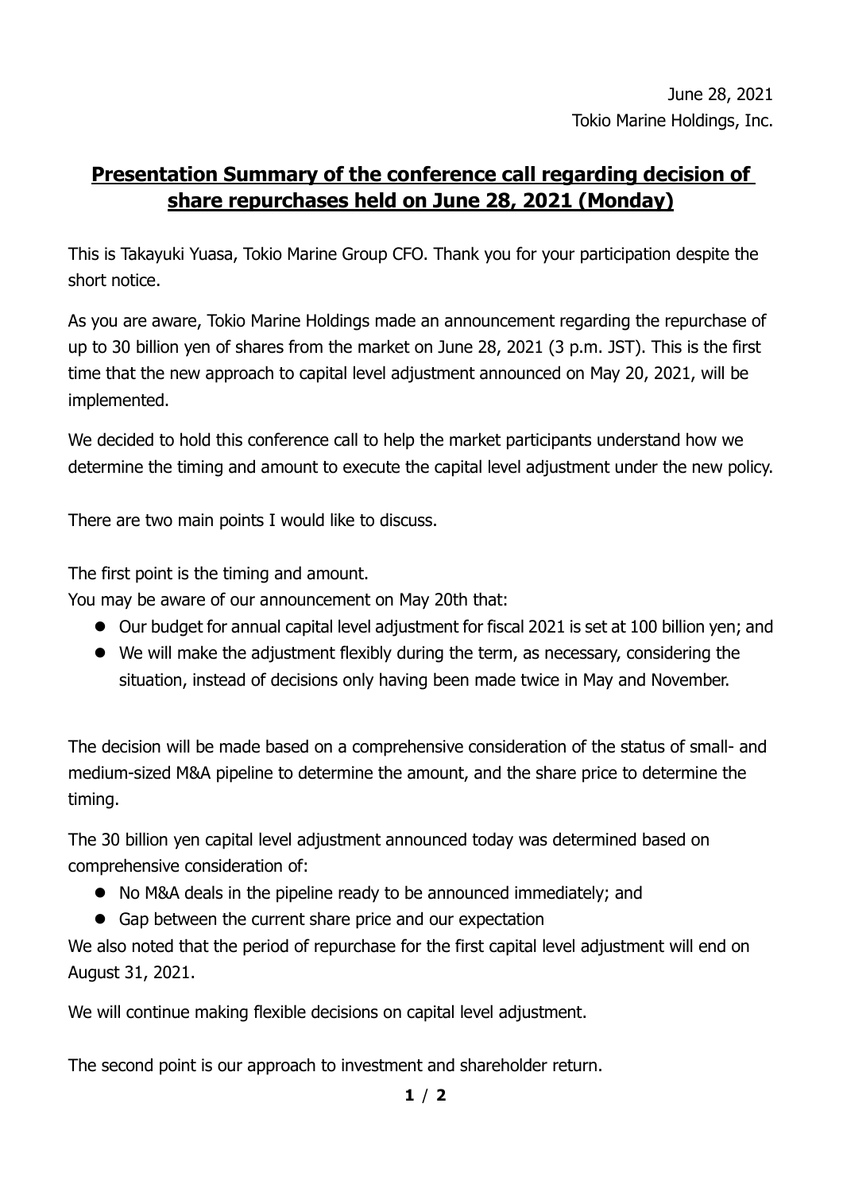June 28, 2021
Tokio Marine Holdings, Inc.

# Presentation Summary of the conference call regarding decision of share repurchases held on June 28, 2021 (Monday)

This is Takayuki Yuasa, Tokio Marine Group CFO. Thank you for your participation despite the short notice.

As you are aware, Tokio Marine Holdings made an announcement regarding the repurchase of up to 30 billion yen of shares from the market on June 28, 2021 (3 p.m. JST). This is the first time that the new approach to capital level adjustment announced on May 20, 2021, will be implemented.

We decided to hold this conference call to help the market participants understand how we determine the timing and amount to execute the capital level adjustment under the new policy.

There are two main points I would like to discuss.

The first point is the timing and amount.
You may be aware of our announcement on May 20th that:

- Our budget for annual capital level adjustment for fiscal 2021 is set at 100 billion yen; and
- We will make the adjustment flexibly during the term, as necessary, considering the situation, instead of decisions only having been made twice in May and November.

The decision will be made based on a comprehensive consideration of the status of small- and medium-sized M&A pipeline to determine the amount, and the share price to determine the timing.

The 30 billion yen capital level adjustment announced today was determined based on comprehensive consideration of:

- No M&A deals in the pipeline ready to be announced immediately; and
- Gap between the current share price and our expectation

We also noted that the period of repurchase for the first capital level adjustment will end on August 31, 2021.

We will continue making flexible decisions on capital level adjustment.

The second point is our approach to investment and shareholder return.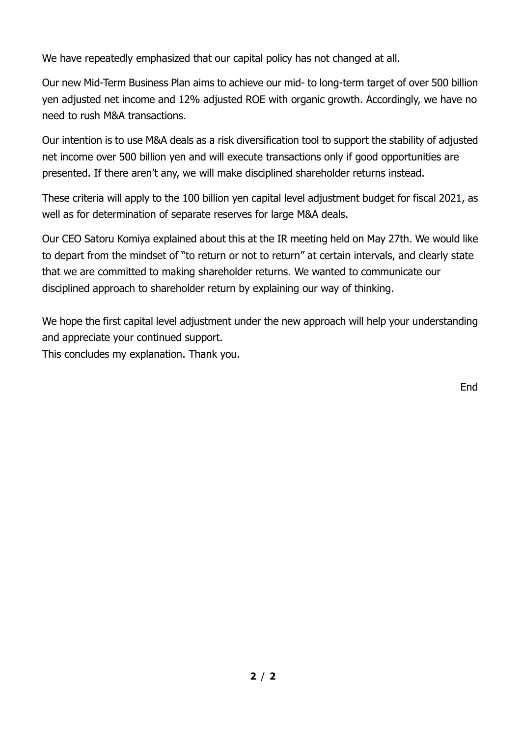We have repeatedly emphasized that our capital policy has not changed at all.

Our new Mid-Term Business Plan aims to achieve our mid- to long-term target of over 500 billion yen adjusted net income and 12% adjusted ROE with organic growth. Accordingly, we have no need to rush M&A transactions.

Our intention is to use M&A deals as a risk diversification tool to support the stability of adjusted net income over 500 billion yen and will execute transactions only if good opportunities are presented. If there aren't any, we will make disciplined shareholder returns instead.

These criteria will apply to the 100 billion yen capital level adjustment budget for fiscal 2021, as well as for determination of separate reserves for large M&A deals.

Our CEO Satoru Komiya explained about this at the IR meeting held on May 27th. We would like to depart from the mindset of "to return or not to return" at certain intervals, and clearly state that we are committed to making shareholder returns. We wanted to communicate our disciplined approach to shareholder return by explaining our way of thinking.

We hope the first capital level adjustment under the new approach will help your understanding and appreciate your continued support.
This concludes my explanation. Thank you.

End